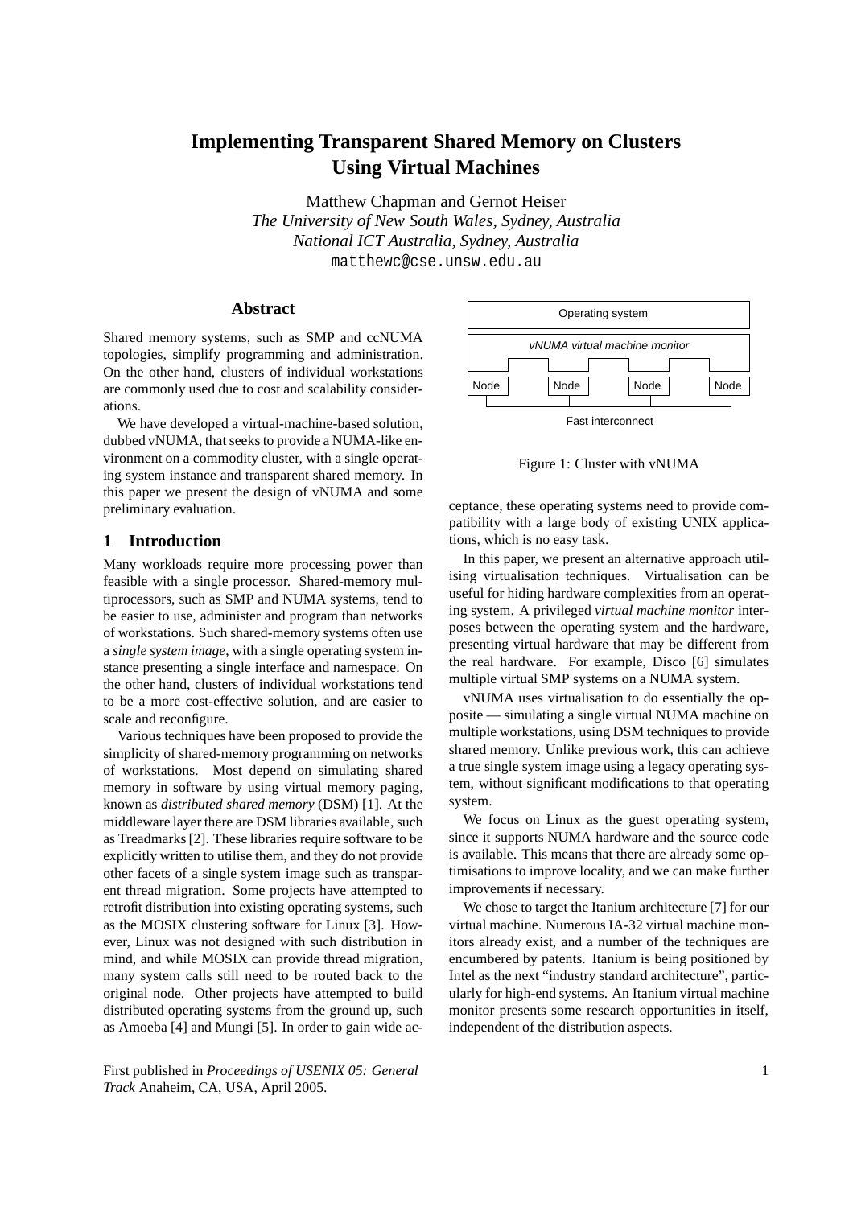# Implementing Transparent Shared Memory on Clusters Using Virtual Machines

Matthew Chapman and Gernot Heiser
*The University of New South Wales, Sydney, Australia*
*National ICT Australia, Sydney, Australia*
matthewc@cse.unsw.edu.au

## Abstract

Shared memory systems, such as SMP and ccNUMA topologies, simplify programming and administration. On the other hand, clusters of individual workstations are commonly used due to cost and scalability considerations.

We have developed a virtual-machine-based solution, dubbed vNUMA, that seeks to provide a NUMA-like environment on a commodity cluster, with a single operating system instance and transparent shared memory. In this paper we present the design of vNUMA and some preliminary evaluation.

## 1 Introduction

Many workloads require more processing power than feasible with a single processor. Shared-memory multiprocessors, such as SMP and NUMA systems, tend to be easier to use, administer and program than networks of workstations. Such shared-memory systems often use a *single system image*, with a single operating system instance presenting a single interface and namespace. On the other hand, clusters of individual workstations tend to be a more cost-effective solution, and are easier to scale and reconfigure.

Various techniques have been proposed to provide the simplicity of shared-memory programming on networks of workstations. Most depend on simulating shared memory in software by using virtual memory paging, known as *distributed shared memory* (DSM) [1]. At the middleware layer there are DSM libraries available, such as Treadmarks [2]. These libraries require software to be explicitly written to utilise them, and they do not provide other facets of a single system image such as transparent thread migration. Some projects have attempted to retrofit distribution into existing operating systems, such as the MOSIX clustering software for Linux [3]. However, Linux was not designed with such distribution in mind, and while MOSIX can provide thread migration, many system calls still need to be routed back to the original node. Other projects have attempted to build distributed operating systems from the ground up, such as Amoeba [4] and Mungi [5]. In order to gain wide acceptance, these operating systems need to provide compatibility with a large body of existing UNIX applications, which is no easy task.

Operating system

*vNUMA virtual machine monitor*

Node Node Node Node

Fast interconnect

Figure 1: Cluster with vNUMA

In this paper, we present an alternative approach utilising virtualisation techniques. Virtualisation can be useful for hiding hardware complexities from an operating system. A privileged *virtual machine monitor* interposes between the operating system and the hardware, presenting virtual hardware that may be different from the real hardware. For example, Disco [6] simulates multiple virtual SMP systems on a NUMA system.

vNUMA uses virtualisation to do essentially the opposite — simulating a single virtual NUMA machine on multiple workstations, using DSM techniques to provide shared memory. Unlike previous work, this can achieve a true single system image using a legacy operating system, without significant modifications to that operating system.

We focus on Linux as the guest operating system, since it supports NUMA hardware and the source code is available. This means that there are already some optimisations to improve locality, and we can make further improvements if necessary.

We chose to target the Itanium architecture [7] for our virtual machine. Numerous IA-32 virtual machine monitors already exist, and a number of the techniques are encumbered by patents. Itanium is being positioned by Intel as the next "industry standard architecture", particularly for high-end systems. An Itanium virtual machine monitor presents some research opportunities in itself, independent of the distribution aspects.

First published in *Proceedings of USENIX 05: General Track* Anaheim, CA, USA, April 2005.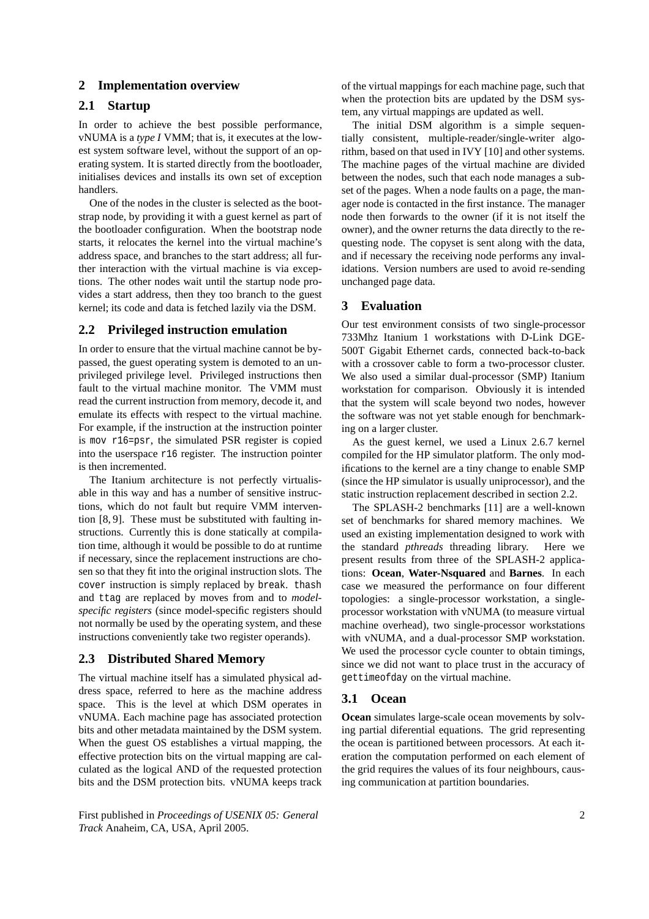## 2 Implementation overview

### 2.1 Startup

In order to achieve the best possible performance, vNUMA is a *type I* VMM; that is, it executes at the lowest system software level, without the support of an operating system. It is started directly from the bootloader, initialises devices and installs its own set of exception handlers.

One of the nodes in the cluster is selected as the bootstrap node, by providing it with a guest kernel as part of the bootloader configuration. When the bootstrap node starts, it relocates the kernel into the virtual machine's address space, and branches to the start address; all further interaction with the virtual machine is via exceptions. The other nodes wait until the startup node provides a start address, then they too branch to the guest kernel; its code and data is fetched lazily via the DSM.

### 2.2 Privileged instruction emulation

In order to ensure that the virtual machine cannot be bypassed, the guest operating system is demoted to an unprivileged privilege level. Privileged instructions then fault to the virtual machine monitor. The VMM must read the current instruction from memory, decode it, and emulate its effects with respect to the virtual machine. For example, if the instruction at the instruction pointer is `mov r16=psr`, the simulated PSR register is copied into the userspace `r16` register. The instruction pointer is then incremented.

The Itanium architecture is not perfectly virtualisable in this way and has a number of sensitive instructions, which do not fault but require VMM intervention [8, 9]. These must be substituted with faulting instructions. Currently this is done statically at compilation time, although it would be possible to do at runtime if necessary, since the replacement instructions are chosen so that they fit into the original instruction slots. The `cover` instruction is simply replaced by `break`. `thash` and `ttag` are replaced by moves from and to *model-specific registers* (since model-specific registers should not normally be used by the operating system, and these instructions conveniently take two register operands).

### 2.3 Distributed Shared Memory

The virtual machine itself has a simulated physical address space, referred to here as the machine address space. This is the level at which DSM operates in vNUMA. Each machine page has associated protection bits and other metadata maintained by the DSM system. When the guest OS establishes a virtual mapping, the effective protection bits on the virtual mapping are calculated as the logical AND of the requested protection bits and the DSM protection bits. vNUMA keeps track of the virtual mappings for each machine page, such that when the protection bits are updated by the DSM system, any virtual mappings are updated as well.

The initial DSM algorithm is a simple sequentially consistent, multiple-reader/single-writer algorithm, based on that used in IVY [10] and other systems. The machine pages of the virtual machine are divided between the nodes, such that each node manages a subset of the pages. When a node faults on a page, the manager node is contacted in the first instance. The manager node then forwards to the owner (if it is not itself the owner), and the owner returns the data directly to the requesting node. The copyset is sent along with the data, and if necessary the receiving node performs any invalidations. Version numbers are used to avoid re-sending unchanged page data.

## 3 Evaluation

Our test environment consists of two single-processor 733Mhz Itanium 1 workstations with D-Link DGE-500T Gigabit Ethernet cards, connected back-to-back with a crossover cable to form a two-processor cluster. We also used a similar dual-processor (SMP) Itanium workstation for comparison. Obviously it is intended that the system will scale beyond two nodes, however the software was not yet stable enough for benchmarking on a larger cluster.

As the guest kernel, we used a Linux 2.6.7 kernel compiled for the HP simulator platform. The only modifications to the kernel are a tiny change to enable SMP (since the HP simulator is usually uniprocessor), and the static instruction replacement described in section 2.2.

The SPLASH-2 benchmarks [11] are a well-known set of benchmarks for shared memory machines. We used an existing implementation designed to work with the standard *pthreads* threading library. Here we present results from three of the SPLASH-2 applications: **Ocean**, **Water-Nsquared** and **Barnes**. In each case we measured the performance on four different topologies: a single-processor workstation, a single-processor workstation with vNUMA (to measure virtual machine overhead), two single-processor workstations with vNUMA, and a dual-processor SMP workstation. We used the processor cycle counter to obtain timings, since we did not want to place trust in the accuracy of `gettimeofday` on the virtual machine.

### 3.1 Ocean

**Ocean** simulates large-scale ocean movements by solving partial diferential equations. The grid representing the ocean is partitioned between processors. At each iteration the computation performed on each element of the grid requires the values of its four neighbours, causing communication at partition boundaries.

First published in *Proceedings of USENIX 05: General Track* Anaheim, CA, USA, April 2005.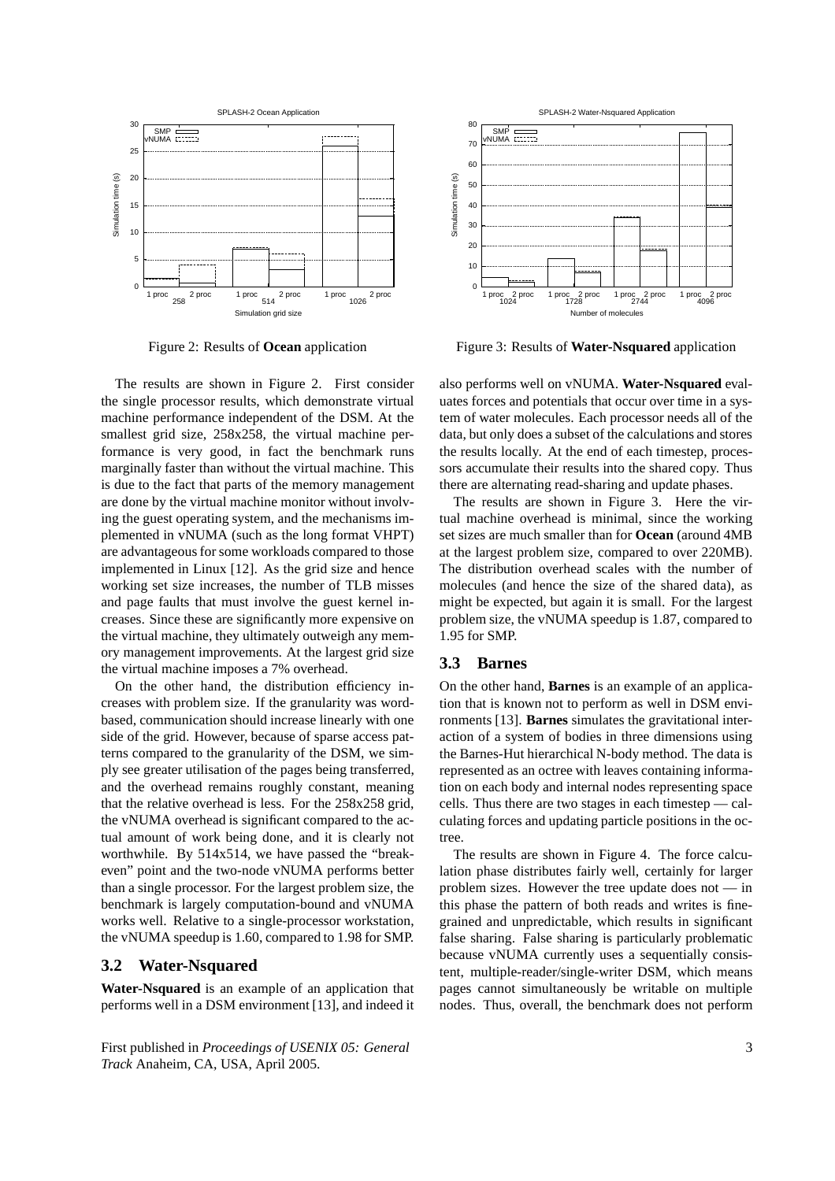SPLASH-2 Ocean Application

Simulation time (s)

30 25 20 15 10 5 0

SMP
vNUMA

1 proc 2 proc 1 proc 2 proc 1 proc 2 proc
258 514 1026

Simulation grid size

Figure 2: Results of **Ocean** application

SPLASH-2 Water-Nsquared Application

Simulation time (s)

80 70 60 50 40 30 20 10 0

SMP
vNUMA

1 proc 2 proc 1 proc 2 proc 1 proc 2 proc 1 proc 2 proc
1024 1728 2744 4096

Number of molecules

Figure 3: Results of **Water-Nsquared** application

The results are shown in Figure 2. First consider the single processor results, which demonstrate virtual machine performance independent of the DSM. At the smallest grid size, 258x258, the virtual machine performance is very good, in fact the benchmark runs marginally faster than without the virtual machine. This is due to the fact that parts of the memory management are done by the virtual machine monitor without involving the guest operating system, and the mechanisms implemented in vNUMA (such as the long format VHPT) are advantageous for some workloads compared to those implemented in Linux [12]. As the grid size and hence working set size increases, the number of TLB misses and page faults that must involve the guest kernel increases. Since these are significantly more expensive on the virtual machine, they ultimately outweigh any memory management improvements. At the largest grid size the virtual machine imposes a 7% overhead.

On the other hand, the distribution efficiency increases with problem size. If the granularity was word-based, communication should increase linearly with one side of the grid. However, because of sparse access patterns compared to the granularity of the DSM, we simply see greater utilisation of the pages being transferred, and the overhead remains roughly constant, meaning that the relative overhead is less. For the 258x258 grid, the vNUMA overhead is significant compared to the actual amount of work being done, and it is clearly not worthwhile. By 514x514, we have passed the "break-even" point and the two-node vNUMA performs better than a single processor. For the largest problem size, the benchmark is largely computation-bound and vNUMA works well. Relative to a single-processor workstation, the vNUMA speedup is 1.60, compared to 1.98 for SMP.

## 3.2 Water-Nsquared

**Water-Nsquared** is an example of an application that performs well in a DSM environment [13], and indeed it also performs well on vNUMA. **Water-Nsquared** evaluates forces and potentials that occur over time in a system of water molecules. Each processor needs all of the data, but only does a subset of the calculations and stores the results locally. At the end of each timestep, processors accumulate their results into the shared copy. Thus there are alternating read-sharing and update phases.

The results are shown in Figure 3. Here the virtual machine overhead is minimal, since the working set sizes are much smaller than for **Ocean** (around 4MB at the largest problem size, compared to over 220MB). The distribution overhead scales with the number of molecules (and hence the size of the shared data), as might be expected, but again it is small. For the largest problem size, the vNUMA speedup is 1.87, compared to 1.95 for SMP.

## 3.3 Barnes

On the other hand, **Barnes** is an example of an application that is known not to perform as well in DSM environments [13]. **Barnes** simulates the gravitational interaction of a system of bodies in three dimensions using the Barnes-Hut hierarchical N-body method. The data is represented as an octree with leaves containing information on each body and internal nodes representing space cells. Thus there are two stages in each timestep — calculating forces and updating particle positions in the octree.

The results are shown in Figure 4. The force calculation phase distributes fairly well, certainly for larger problem sizes. However the tree update does not — in this phase the pattern of both reads and writes is fine-grained and unpredictable, which results in significant false sharing. False sharing is particularly problematic because vNUMA currently uses a sequentially consistent, multiple-reader/single-writer DSM, which means pages cannot simultaneously be writable on multiple nodes. Thus, overall, the benchmark does not perform

First published in *Proceedings of USENIX 05: General Track* Anaheim, CA, USA, April 2005.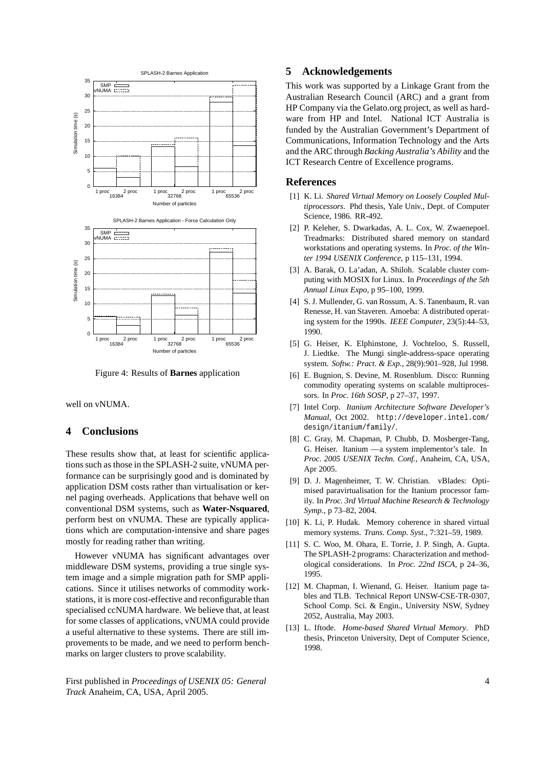SPLASH-2 Barnes Application

35
30
25
20
15
10
5
0

Simulation time (s)

SMP
vNUMA

1 proc
2 proc
16384
1 proc
2 proc
32768
1 proc
2 proc
65536

Number of particles

SPLASH-2 Barnes Application - Force Calculation Only

35
30
25
20
15
10
5
0

Simulation time (s)

SMP
vNUMA

1 proc
2 proc
16384
1 proc
2 proc
32768
1 proc
2 proc
65536

Number of particles

Figure 4: Results of **Barnes** application

well on vNUMA.

## 4 Conclusions

These results show that, at least for scientific applications such as those in the SPLASH-2 suite, vNUMA performance can be surprisingly good and is dominated by application DSM costs rather than virtualisation or kernel paging overheads. Applications that behave well on conventional DSM systems, such as **Water-Nsquared**, perform best on vNUMA. These are typically applications which are computation-intensive and share pages mostly for reading rather than writing.

However vNUMA has significant advantages over middleware DSM systems, providing a true single system image and a simple migration path for SMP applications. Since it utilises networks of commodity workstations, it is more cost-effective and reconfigurable than specialised ccNUMA hardware. We believe that, at least for some classes of applications, vNUMA could provide a useful alternative to these systems. There are still improvements to be made, and we need to perform benchmarks on larger clusters to prove scalability.

First published in *Proceedings of USENIX 05: General Track* Anaheim, CA, USA, April 2005.

## 5 Acknowledgements

This work was supported by a Linkage Grant from the Australian Research Council (ARC) and a grant from HP Company via the Gelato.org project, as well as hardware from HP and Intel. National ICT Australia is funded by the Australian Government's Department of Communications, Information Technology and the Arts and the ARC through *Backing Australia's Ability* and the ICT Research Centre of Excellence programs.

## References

[1] K. Li. *Shared Virtual Memory on Loosely Coupled Multiprocessors*. Phd thesis, Yale Univ., Dept. of Computer Science, 1986. RR-492.

[2] P. Keleher, S. Dwarkadas, A. L. Cox, W. Zwaenepoel. Treadmarks: Distributed shared memory on standard workstations and operating systems. In *Proc. of the Winter 1994 USENIX Conference*, p 115–131, 1994.

[3] A. Barak, O. La'adan, A. Shiloh. Scalable cluster computing with MOSIX for Linux. In *Proceedings of the 5th Annual Linux Expo*, p 95–100, 1999.

[4] S. J. Mullender, G. van Rossum, A. S. Tanenbaum, R. van Renesse, H. van Staveren. Amoeba: A distributed operating system for the 1990s. *IEEE Computer*, 23(5):44–53, 1990.

[5] G. Heiser, K. Elphinstone, J. Vochteloo, S. Russell, J. Liedtke. The Mungi single-address-space operating system. *Softw.: Pract. & Exp.*, 28(9):901–928, Jul 1998.

[6] E. Bugnion, S. Devine, M. Rosenblum. Disco: Running commodity operating systems on scalable multiprocessors. In *Proc. 16th SOSP*, p 27–37, 1997.

[7] Intel Corp. *Itanium Architecture Software Developer's Manual*, Oct 2002. http://developer.intel.com/design/itanium/family/.

[8] C. Gray, M. Chapman, P. Chubb, D. Mosberger-Tang, G. Heiser. Itanium —a system implementor's tale. In *Proc. 2005 USENIX Techn. Conf.*, Anaheim, CA, USA, Apr 2005.

[9] D. J. Magenheimer, T. W. Christian. vBlades: Optimised paravirtualisation for the Itanium processor family. In *Proc. 3rd Virtual Machine Research & Technology Symp.*, p 73–82, 2004.

[10] K. Li, P. Hudak. Memory coherence in shared virtual memory systems. *Trans. Comp. Syst.*, 7:321–59, 1989.

[11] S. C. Woo, M. Ohara, E. Torrie, J. P. Singh, A. Gupta. The SPLASH-2 programs: Characterization and methodological considerations. In *Proc. 22nd ISCA*, p 24–36, 1995.

[12] M. Chapman, I. Wienand, G. Heiser. Itanium page tables and TLB. Technical Report UNSW-CSE-TR-0307, School Comp. Sci. & Engin., University NSW, Sydney 2052, Australia, May 2003.

[13] L. Iftode. *Home-based Shared Virtual Memory*. PhD thesis, Princeton University, Dept of Computer Science, 1998.